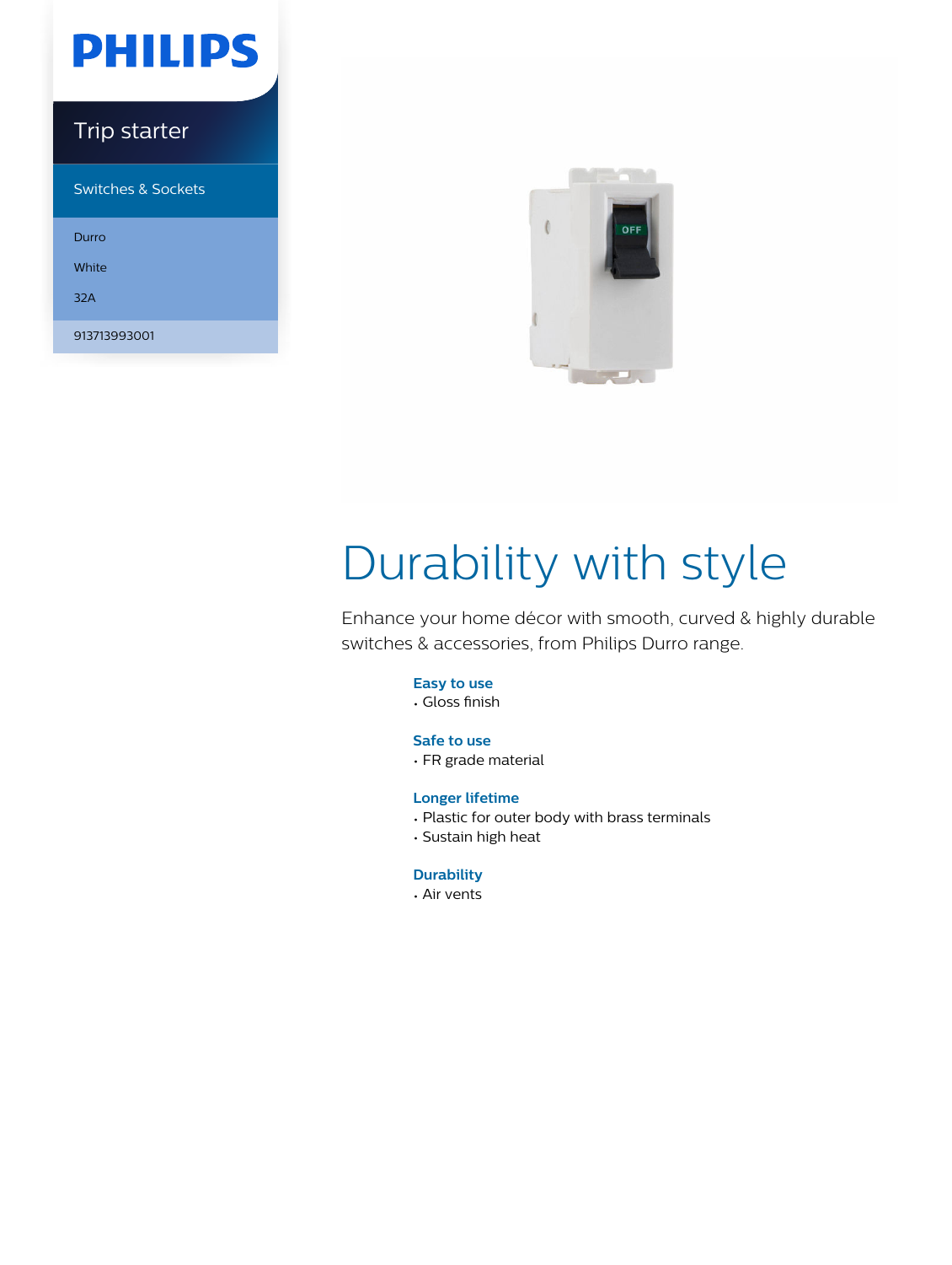PHILIPS

Trip starter

Switches & Sockets

Durro

White

32A

913713993001

# Durability with style

Enhance your home décor with smooth, curved & highly durable switches & accessories, from Philips Durro range.

**Easy to use**
- Gloss finish

**Safe to use**
- FR grade material

**Longer lifetime**
- Plastic for outer body with brass terminals
- Sustain high heat

**Durability**
- Air vents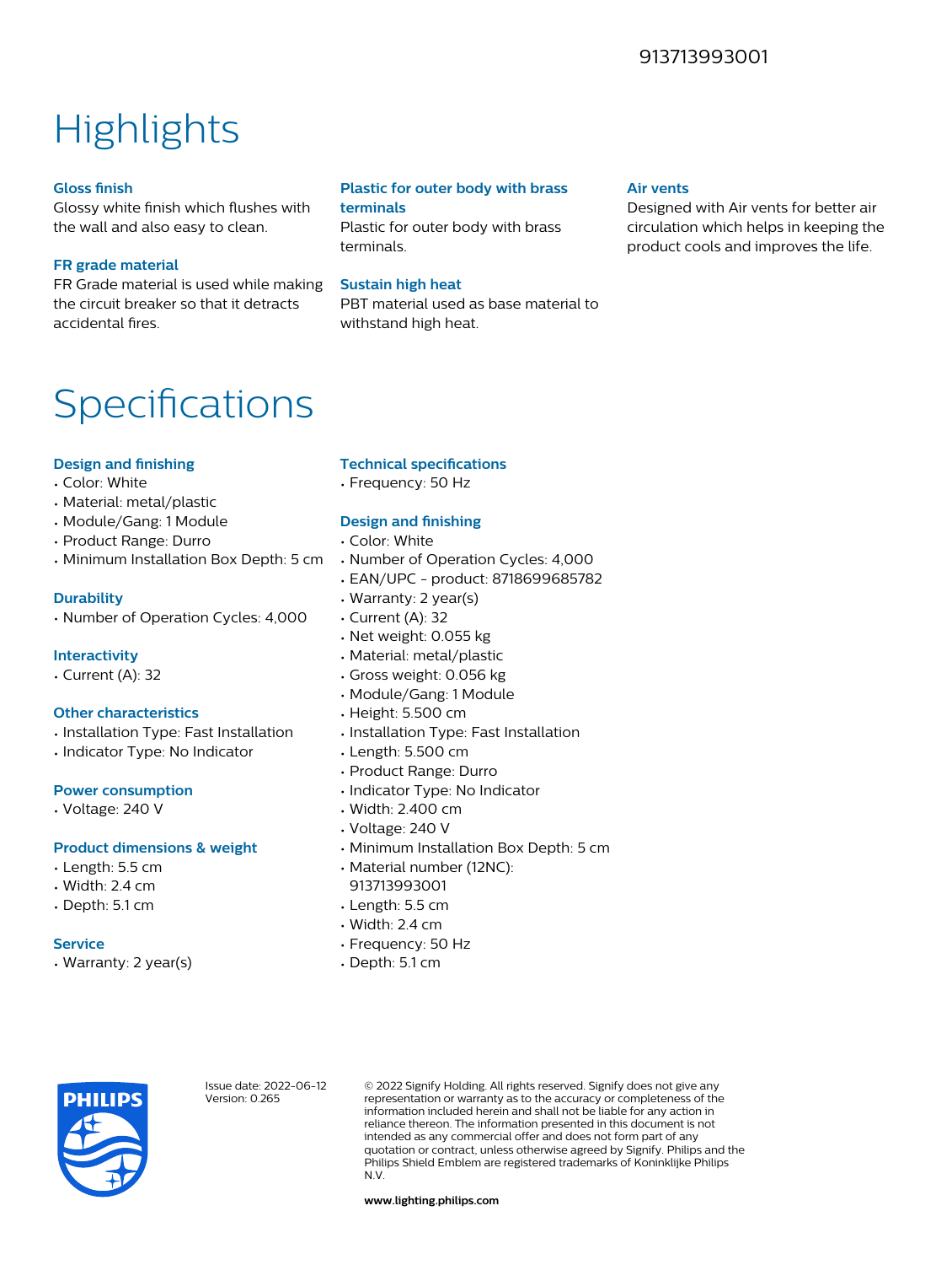913713993001

# Highlights

### Gloss finish

Glossy white finish which flushes with the wall and also easy to clean.

### FR grade material

FR Grade material is used while making the circuit breaker so that it detracts accidental fires.

### Plastic for outer body with brass terminals

Plastic for outer body with brass terminals.

### Sustain high heat

PBT material used as base material to withstand high heat.

### Air vents

Designed with Air vents for better air circulation which helps in keeping the product cools and improves the life.

# Specifications

### Design and finishing

- Color: White
- Material: metal/plastic
- Module/Gang: 1 Module
- Product Range: Durro
- Minimum Installation Box Depth: 5 cm

### Durability

- Number of Operation Cycles: 4,000

### Interactivity

- Current (A): 32

### Other characteristics

- Installation Type: Fast Installation
- Indicator Type: No Indicator

### Power consumption

- Voltage: 240 V

### Product dimensions & weight

- Length: 5.5 cm
- Width: 2.4 cm
- Depth: 5.1 cm

### Service

- Warranty: 2 year(s)

### Technical specifications

- Frequency: 50 Hz

### Design and finishing

- Color: White
- Number of Operation Cycles: 4,000
- EAN/UPC - product: 8718699685782
- Warranty: 2 year(s)
- Current (A): 32
- Net weight: 0.055 kg
- Material: metal/plastic
- Gross weight: 0.056 kg
- Module/Gang: 1 Module
- Height: 5.500 cm
- Installation Type: Fast Installation
- Length: 5.500 cm
- Product Range: Durro
- Indicator Type: No Indicator
- Width: 2.400 cm
- Voltage: 240 V
- Minimum Installation Box Depth: 5 cm
- Material number (12NC): 913713993001
- Length: 5.5 cm
- Width: 2.4 cm
- Frequency: 50 Hz
- Depth: 5.1 cm

Issue date: 2022-06-12
Version: 0.265

© 2022 Signify Holding. All rights reserved. Signify does not give any representation or warranty as to the accuracy or completeness of the information included herein and shall not be liable for any action in reliance thereon. The information presented in this document is not intended as any commercial offer and does not form part of any quotation or contract, unless otherwise agreed by Signify. Philips and the Philips Shield Emblem are registered trademarks of Koninklijke Philips N.V.

**www.lighting.philips.com**